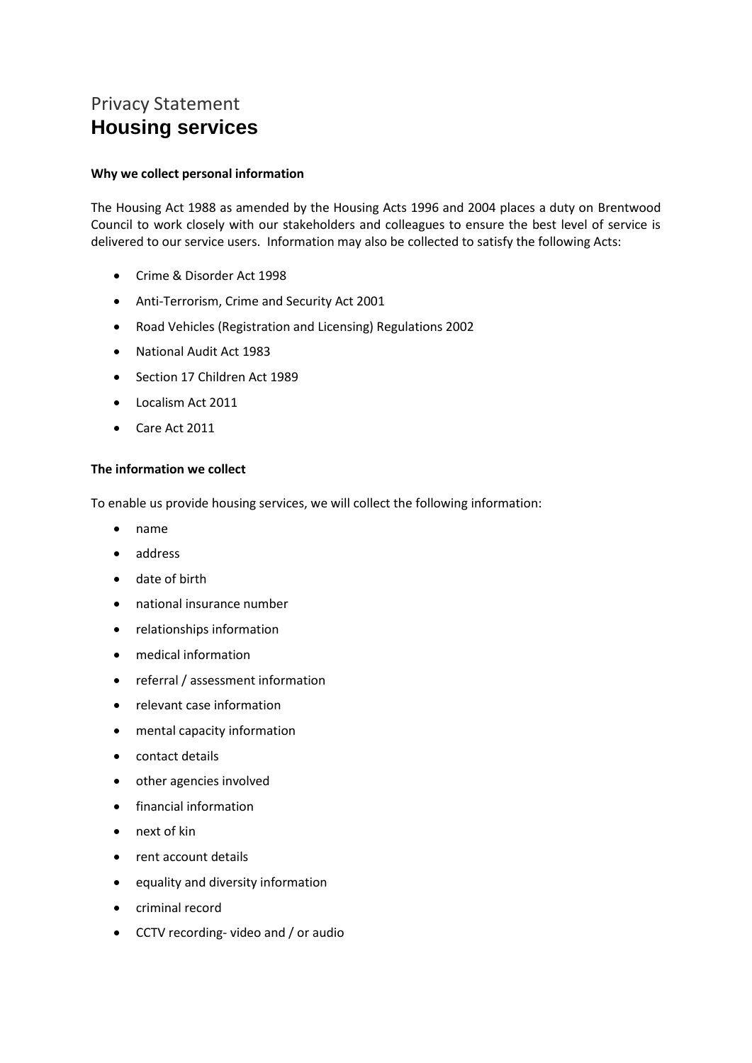# Privacy Statement
## Housing services

**Why we collect personal information**

The Housing Act 1988 as amended by the Housing Acts 1996 and 2004 places a duty on Brentwood Council to work closely with our stakeholders and colleagues to ensure the best level of service is delivered to our service users. Information may also be collected to satisfy the following Acts:

- Crime & Disorder Act 1998
- Anti-Terrorism, Crime and Security Act 2001
- Road Vehicles (Registration and Licensing) Regulations 2002
- National Audit Act 1983
- Section 17 Children Act 1989
- Localism Act 2011
- Care Act 2011

**The information we collect**

To enable us provide housing services, we will collect the following information:

- name
- address
- date of birth
- national insurance number
- relationships information
- medical information
- referral / assessment information
- relevant case information
- mental capacity information
- contact details
- other agencies involved
- financial information
- next of kin
- rent account details
- equality and diversity information
- criminal record
- CCTV recording- video and / or audio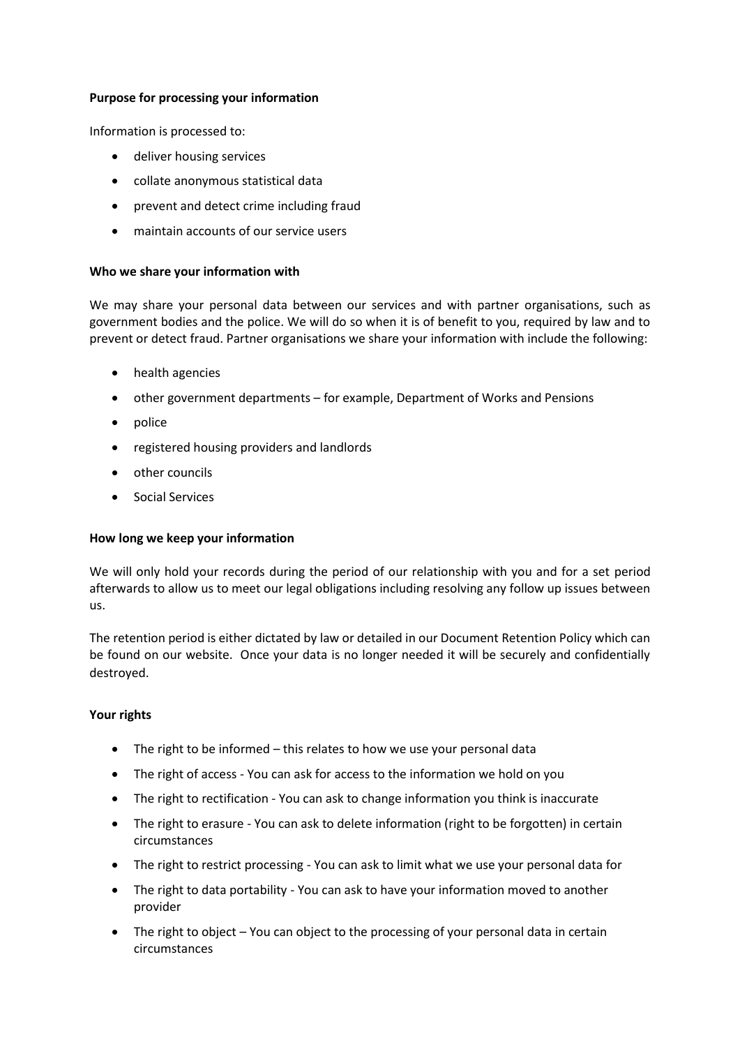**Purpose for processing your information**

Information is processed to:

- deliver housing services
- collate anonymous statistical data
- prevent and detect crime including fraud
- maintain accounts of our service users

**Who we share your information with**

We may share your personal data between our services and with partner organisations, such as government bodies and the police. We will do so when it is of benefit to you, required by law and to prevent or detect fraud. Partner organisations we share your information with include the following:

- health agencies
- other government departments – for example, Department of Works and Pensions
- police
- registered housing providers and landlords
- other councils
- Social Services

**How long we keep your information**

We will only hold your records during the period of our relationship with you and for a set period afterwards to allow us to meet our legal obligations including resolving any follow up issues between us.

The retention period is either dictated by law or detailed in our Document Retention Policy which can be found on our website. Once your data is no longer needed it will be securely and confidentially destroyed.

**Your rights**

- The right to be informed – this relates to how we use your personal data
- The right of access - You can ask for access to the information we hold on you
- The right to rectification - You can ask to change information you think is inaccurate
- The right to erasure - You can ask to delete information (right to be forgotten) in certain circumstances
- The right to restrict processing - You can ask to limit what we use your personal data for
- The right to data portability - You can ask to have your information moved to another provider
- The right to object – You can object to the processing of your personal data in certain circumstances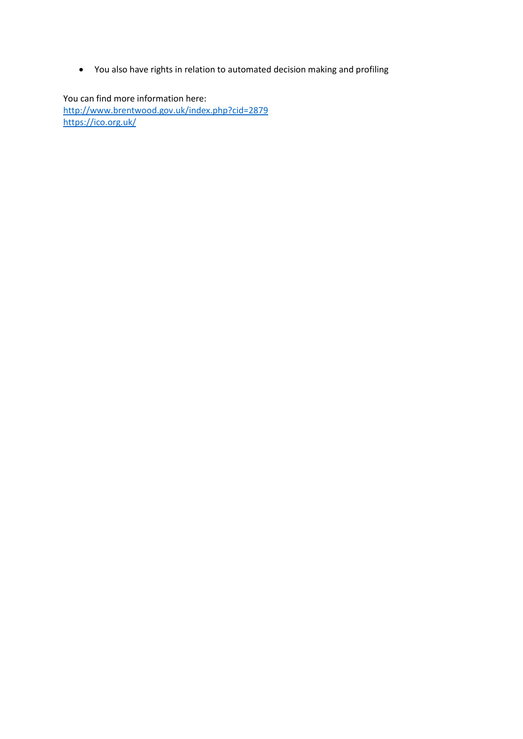- You also have rights in relation to automated decision making and profiling

You can find more information here:
http://www.brentwood.gov.uk/index.php?cid=2879
https://ico.org.uk/